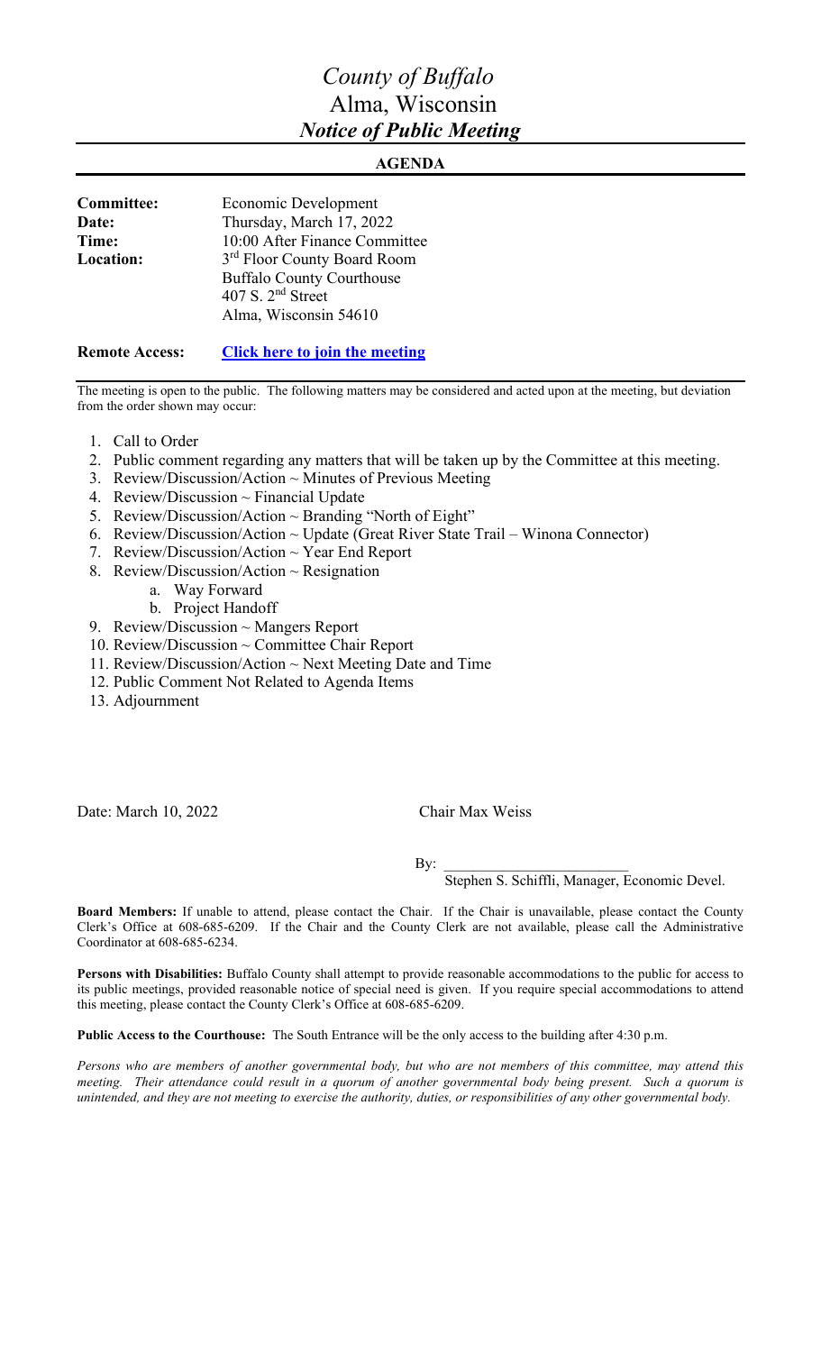# *County of Buffalo*

## Alma, Wisconsin

## *Notice of Public Meeting*

**AGENDA**

| | |
|---|---|
| **Committee:** | Economic Development |
| **Date:** | Thursday, March 17, 2022 |
| **Time:** | 10:00 After Finance Committee |
| **Location:** | 3rd Floor County Board Room<br>Buffalo County Courthouse<br>407 S. 2nd Street<br>Alma, Wisconsin 54610 |

**Remote Access:** **Click here to join the meeting**

The meeting is open to the public. The following matters may be considered and acted upon at the meeting, but deviation from the order shown may occur:

1. Call to Order
2. Public comment regarding any matters that will be taken up by the Committee at this meeting.
3. Review/Discussion/Action ~ Minutes of Previous Meeting
4. Review/Discussion ~ Financial Update
5. Review/Discussion/Action ~ Branding "North of Eight"
6. Review/Discussion/Action ~ Update (Great River State Trail – Winona Connector)
7. Review/Discussion/Action ~ Year End Report
8. Review/Discussion/Action ~ Resignation
   a. Way Forward
   b. Project Handoff
9. Review/Discussion ~ Mangers Report
10. Review/Discussion ~ Committee Chair Report
11. Review/Discussion/Action ~ Next Meeting Date and Time
12. Public Comment Not Related to Agenda Items
13. Adjournment

Date: March 10, 2022

Chair Max Weiss

By: \_\_\_\_\_\_\_\_\_\_\_\_\_\_\_\_\_\_\_\_\_\_\_\_
Stephen S. Schiffli, Manager, Economic Devel.

**Board Members:** If unable to attend, please contact the Chair. If the Chair is unavailable, please contact the County Clerk's Office at 608-685-6209. If the Chair and the County Clerk are not available, please call the Administrative Coordinator at 608-685-6234.

**Persons with Disabilities:** Buffalo County shall attempt to provide reasonable accommodations to the public for access to its public meetings, provided reasonable notice of special need is given. If you require special accommodations to attend this meeting, please contact the County Clerk's Office at 608-685-6209.

**Public Access to the Courthouse:** The South Entrance will be the only access to the building after 4:30 p.m.

*Persons who are members of another governmental body, but who are not members of this committee, may attend this meeting. Their attendance could result in a quorum of another governmental body being present. Such a quorum is unintended, and they are not meeting to exercise the authority, duties, or responsibilities of any other governmental body.*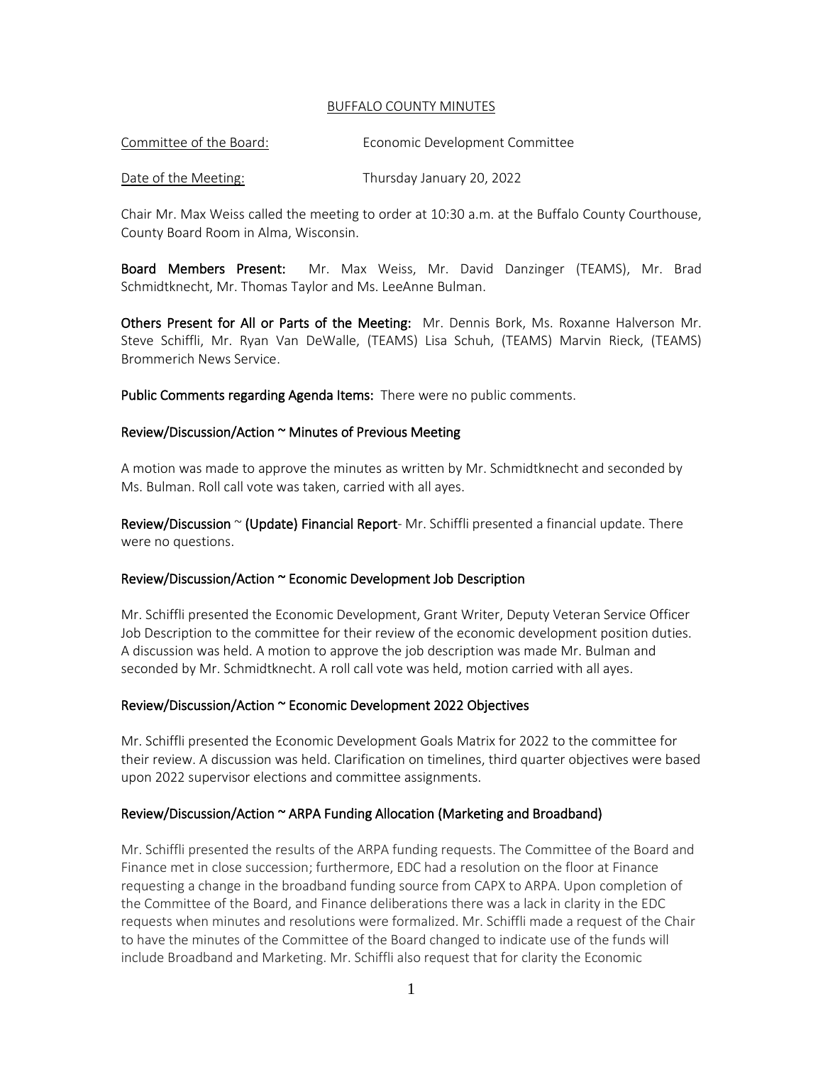BUFFALO COUNTY MINUTES

Committee of the Board: Economic Development Committee

Date of the Meeting: Thursday January 20, 2022

Chair Mr. Max Weiss called the meeting to order at 10:30 a.m. at the Buffalo County Courthouse, County Board Room in Alma, Wisconsin.

**Board Members Present:** Mr. Max Weiss, Mr. David Danzinger (TEAMS), Mr. Brad Schmidtknecht, Mr. Thomas Taylor and Ms. LeeAnne Bulman.

**Others Present for All or Parts of the Meeting:** Mr. Dennis Bork, Ms. Roxanne Halverson Mr. Steve Schiffli, Mr. Ryan Van DeWalle, (TEAMS) Lisa Schuh, (TEAMS) Marvin Rieck, (TEAMS) Brommerich News Service.

**Public Comments regarding Agenda Items:** There were no public comments.

## Review/Discussion/Action ~ Minutes of Previous Meeting

A motion was made to approve the minutes as written by Mr. Schmidtknecht and seconded by Ms. Bulman. Roll call vote was taken, carried with all ayes.

**Review/Discussion ~ (Update) Financial Report**- Mr. Schiffli presented a financial update. There were no questions.

## Review/Discussion/Action ~ Economic Development Job Description

Mr. Schiffli presented the Economic Development, Grant Writer, Deputy Veteran Service Officer Job Description to the committee for their review of the economic development position duties. A discussion was held. A motion to approve the job description was made Mr. Bulman and seconded by Mr. Schmidtknecht. A roll call vote was held, motion carried with all ayes.

## Review/Discussion/Action ~ Economic Development 2022 Objectives

Mr. Schiffli presented the Economic Development Goals Matrix for 2022 to the committee for their review. A discussion was held. Clarification on timelines, third quarter objectives were based upon 2022 supervisor elections and committee assignments.

## Review/Discussion/Action ~ ARPA Funding Allocation (Marketing and Broadband)

Mr. Schiffli presented the results of the ARPA funding requests. The Committee of the Board and Finance met in close succession; furthermore, EDC had a resolution on the floor at Finance requesting a change in the broadband funding source from CAPX to ARPA. Upon completion of the Committee of the Board, and Finance deliberations there was a lack in clarity in the EDC requests when minutes and resolutions were formalized. Mr. Schiffli made a request of the Chair to have the minutes of the Committee of the Board changed to indicate use of the funds will include Broadband and Marketing. Mr. Schiffli also request that for clarity the Economic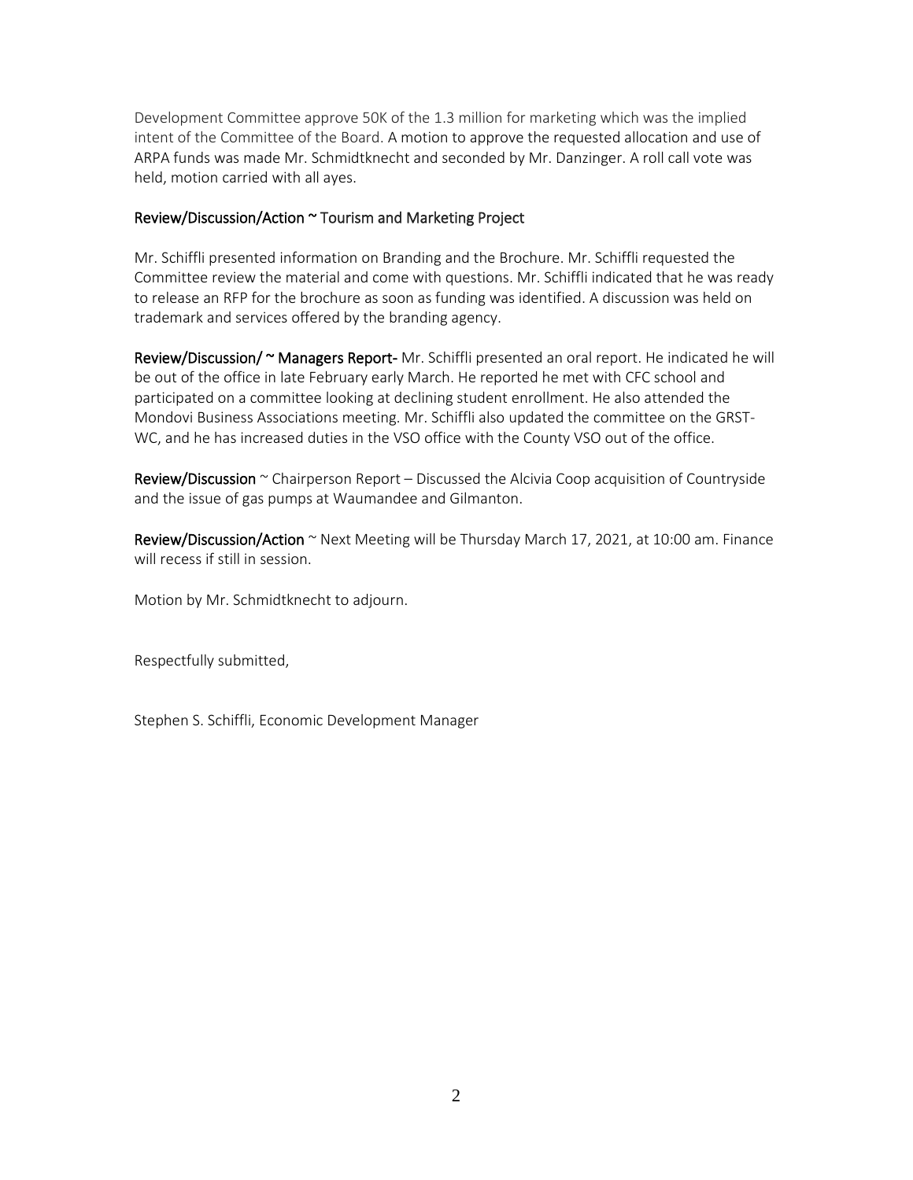Development Committee approve 50K of the 1.3 million for marketing which was the implied intent of the Committee of the Board. A motion to approve the requested allocation and use of ARPA funds was made Mr. Schmidtknecht and seconded by Mr. Danzinger. A roll call vote was held, motion carried with all ayes.

Review/Discussion/Action ~ Tourism and Marketing Project

Mr. Schiffli presented information on Branding and the Brochure. Mr. Schiffli requested the Committee review the material and come with questions. Mr. Schiffli indicated that he was ready to release an RFP for the brochure as soon as funding was identified. A discussion was held on trademark and services offered by the branding agency.

**Review/Discussion/ ~ Managers Report-** Mr. Schiffli presented an oral report. He indicated he will be out of the office in late February early March. He reported he met with CFC school and participated on a committee looking at declining student enrollment. He also attended the Mondovi Business Associations meeting. Mr. Schiffli also updated the committee on the GRST-WC, and he has increased duties in the VSO office with the County VSO out of the office.

**Review/Discussion** ~ Chairperson Report – Discussed the Alcivia Coop acquisition of Countryside and the issue of gas pumps at Waumandee and Gilmanton.

**Review/Discussion/Action** ~ Next Meeting will be Thursday March 17, 2021, at 10:00 am. Finance will recess if still in session.

Motion by Mr. Schmidtknecht to adjourn.

Respectfully submitted,

Stephen S. Schiffli, Economic Development Manager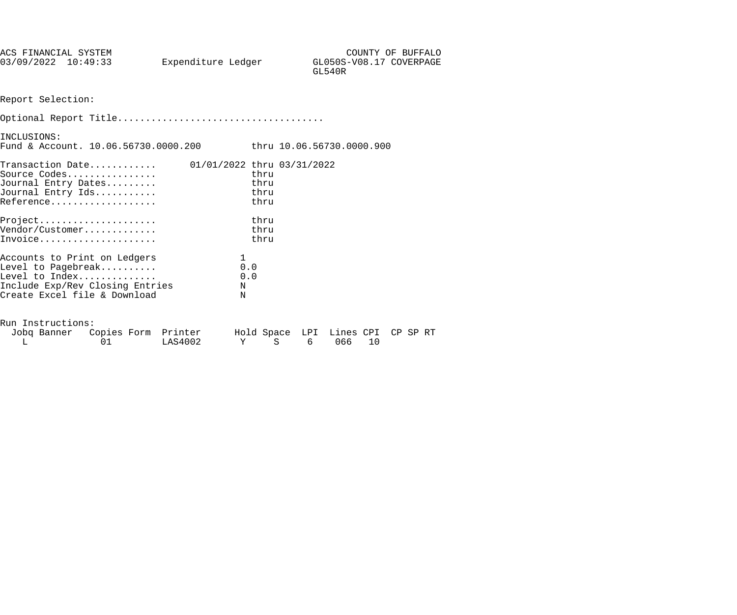```
ACS FINANCIAL SYSTEM                                        COUNTY OF BUFFALO
03/09/2022  10:49:33         Expenditure Ledger         GL050S-V08.17 COVERPAGE
                                                        GL540R


Report Selection:

Optional Report Title....................................

INCLUSIONS:
Fund & Account. 10.06.56730.0000.200         thru 10.06.56730.0000.900

Transaction Date...........      01/01/2022 thru 03/31/2022
Source Codes...............                 thru
Journal Entry Dates........                 thru
Journal Entry Ids..........                 thru
Reference..................                 thru

Project....................                 thru
Vendor/Customer............                 thru
Invoice....................                 thru

Accounts to Print on Ledgers              1
Level to Pagebreak.........               0.0
Level to Index.............               0.0
Include Exp/Rev Closing Entries           N
Create Excel file & Download              N


Run Instructions:
  Jobq Banner   Copies Form  Printer      Hold Space  LPI  Lines CPI  CP SP RT
    L             01         LAS4002       Y     S     6    066   10
```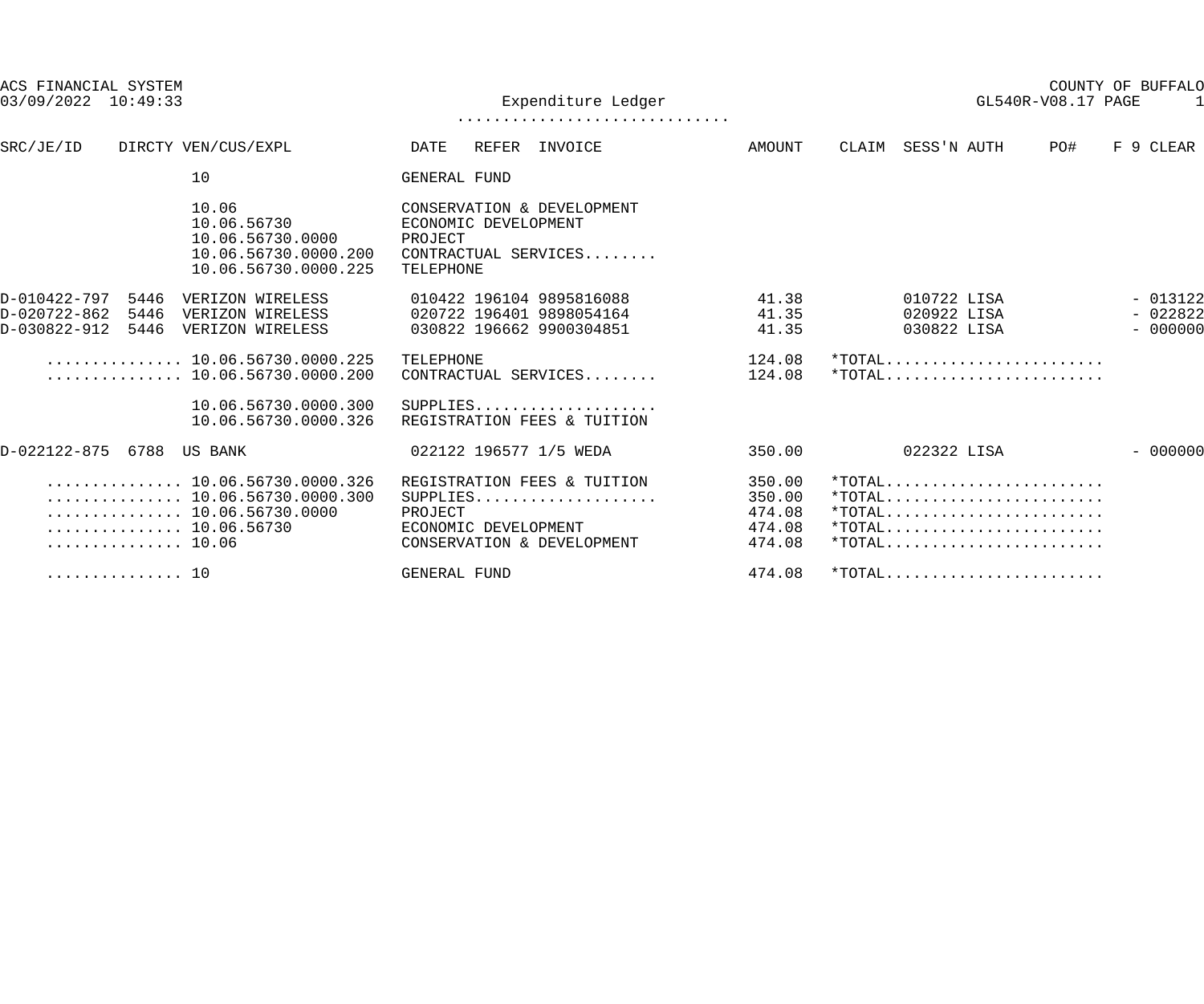ACS FINANCIAL SYSTEM
03/09/2022 10:49:33

COUNTY OF BUFFALO
GL540R-V08.17

# Expenditure Ledger

| SRC/JE/ID | DIRCTY | VEN/CUS/EXPL | DATE | REFER | INVOICE | AMOUNT | CLAIM | SESS'N | AUTH | PO# | F | 9 | CLEAR |
|---|---|---|---|---|---|---|---|---|---|---|---|---|---|
| | | 10 | GENERAL FUND | | | | | | | | | | |
| | | 10.06 | CONSERVATION & DEVELOPMENT | | | | | | | | | | |
| | | 10.06.56730 | ECONOMIC DEVELOPMENT | | | | | | | | | | |
| | | 10.06.56730.0000 | PROJECT | | | | | | | | | | |
| | | 10.06.56730.0000.200 | CONTRACTUAL SERVICES........ | | | | | | | | | | |
| | | 10.06.56730.0000.225 | TELEPHONE | | | | | | | | | | |
| D-010422-797 | 5446 | VERIZON WIRELESS | 010422 | 196104 | 9895816088 | 41.38 | | 010722 | LISA | | | - | 013122 |
| D-020722-862 | 5446 | VERIZON WIRELESS | 020722 | 196401 | 9898054164 | 41.35 | | 020922 | LISA | | | - | 022822 |
| D-030822-912 | 5446 | VERIZON WIRELESS | 030822 | 196662 | 9900304851 | 41.35 | | 030822 | LISA | | | - | 000000 |
| | | .............. 10.06.56730.0000.225 | TELEPHONE | | | 124.08 | *TOTAL........................ | | | | | | |
| | | .............. 10.06.56730.0000.200 | CONTRACTUAL SERVICES........ | | | 124.08 | *TOTAL........................ | | | | | | |
| | | 10.06.56730.0000.300 | SUPPLIES.................... | | | | | | | | | | |
| | | 10.06.56730.0000.326 | REGISTRATION FEES & TUITION | | | | | | | | | | |
| D-022122-875 | 6788 | US BANK | 022122 | 196577 | 1/5 WEDA | 350.00 | | 022322 | LISA | | | - | 000000 |
| | | .............. 10.06.56730.0000.326 | REGISTRATION FEES & TUITION | | | 350.00 | *TOTAL........................ | | | | | | |
| | | .............. 10.06.56730.0000.300 | SUPPLIES.................... | | | 350.00 | *TOTAL........................ | | | | | | |
| | | .............. 10.06.56730.0000 | PROJECT | | | 474.08 | *TOTAL........................ | | | | | | |
| | | .............. 10.06.56730 | ECONOMIC DEVELOPMENT | | | 474.08 | *TOTAL........................ | | | | | | |
| | | .............. 10.06 | CONSERVATION & DEVELOPMENT | | | 474.08 | *TOTAL........................ | | | | | | |
| | | .............. 10 | GENERAL FUND | | | 474.08 | *TOTAL........................ | | | | | | |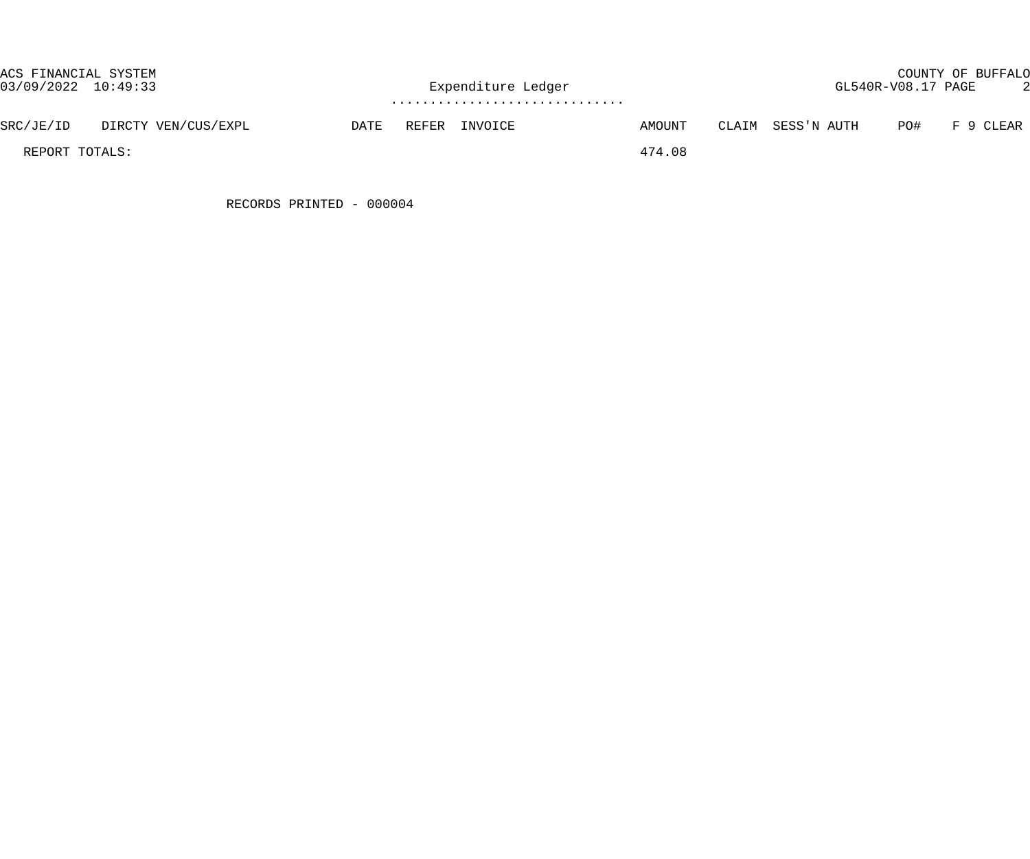ACS FINANCIAL SYSTEM
03/09/2022 10:49:33

COUNTY OF BUFFALO
GL540R-V08.17

Expenditure Ledger

| SRC/JE/ID | DIRCTY VEN/CUS/EXPL | DATE | REFER | INVOICE | AMOUNT | CLAIM | SESS'N AUTH | PO# | F 9 CLEAR |
|---|---|---|---|---|---|---|---|---|---|
| REPORT TOTALS: | | | | | 474.08 | | | | |

RECORDS PRINTED - 000004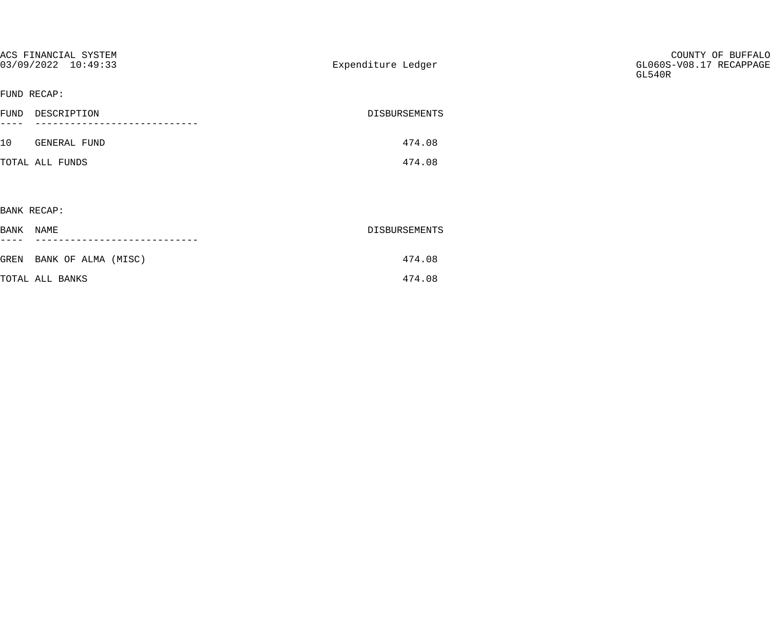ACS FINANCIAL SYSTEM
03/09/2022 10:49:33

Expenditure Ledger

COUNTY OF BUFFALO
GL060S-V08.17 RECAPPAGE
GL540R

FUND RECAP:

| FUND | DESCRIPTION | DISBURSEMENTS |
| --- | --- | --- |
| 10 | GENERAL FUND | 474.08 |
| TOTAL ALL FUNDS | | 474.08 |

BANK RECAP:

| BANK | NAME | DISBURSEMENTS |
| --- | --- | --- |
| GREN | BANK OF ALMA (MISC) | 474.08 |
| TOTAL ALL BANKS | | 474.08 |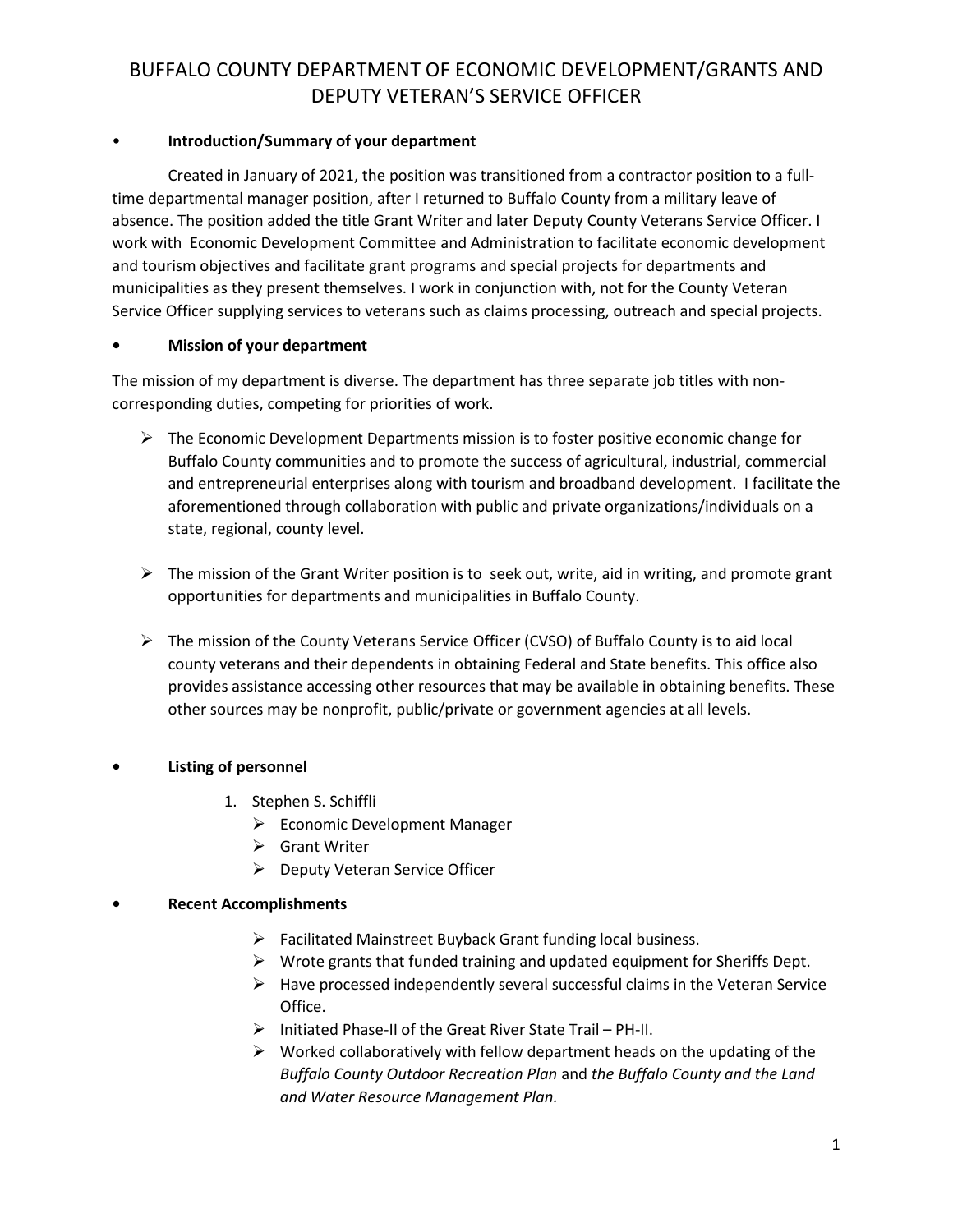# BUFFALO COUNTY DEPARTMENT OF ECONOMIC DEVELOPMENT/GRANTS AND DEPUTY VETERAN'S SERVICE OFFICER

- **Introduction/Summary of your department**

Created in January of 2021, the position was transitioned from a contractor position to a full-time departmental manager position, after I returned to Buffalo County from a military leave of absence. The position added the title Grant Writer and later Deputy County Veterans Service Officer. I work with Economic Development Committee and Administration to facilitate economic development and tourism objectives and facilitate grant programs and special projects for departments and municipalities as they present themselves. I work in conjunction with, not for the County Veteran Service Officer supplying services to veterans such as claims processing, outreach and special projects.

- **Mission of your department**

The mission of my department is diverse. The department has three separate job titles with non-corresponding duties, competing for priorities of work.

- The Economic Development Departments mission is to foster positive economic change for Buffalo County communities and to promote the success of agricultural, industrial, commercial and entrepreneurial enterprises along with tourism and broadband development. I facilitate the aforementioned through collaboration with public and private organizations/individuals on a state, regional, county level.

- The mission of the Grant Writer position is to seek out, write, aid in writing, and promote grant opportunities for departments and municipalities in Buffalo County.

- The mission of the County Veterans Service Officer (CVSO) of Buffalo County is to aid local county veterans and their dependents in obtaining Federal and State benefits. This office also provides assistance accessing other resources that may be available in obtaining benefits. These other sources may be nonprofit, public/private or government agencies at all levels.

- **Listing of personnel**

1. Stephen S. Schiffli
   - Economic Development Manager
   - Grant Writer
   - Deputy Veteran Service Officer

- **Recent Accomplishments**

  - Facilitated Mainstreet Buyback Grant funding local business.
  - Wrote grants that funded training and updated equipment for Sheriffs Dept.
  - Have processed independently several successful claims in the Veteran Service Office.
  - Initiated Phase-II of the Great River State Trail – PH-II.
  - Worked collaboratively with fellow department heads on the updating of the *Buffalo County Outdoor Recreation Plan* and *the Buffalo County and the Land and Water Resource Management Plan.*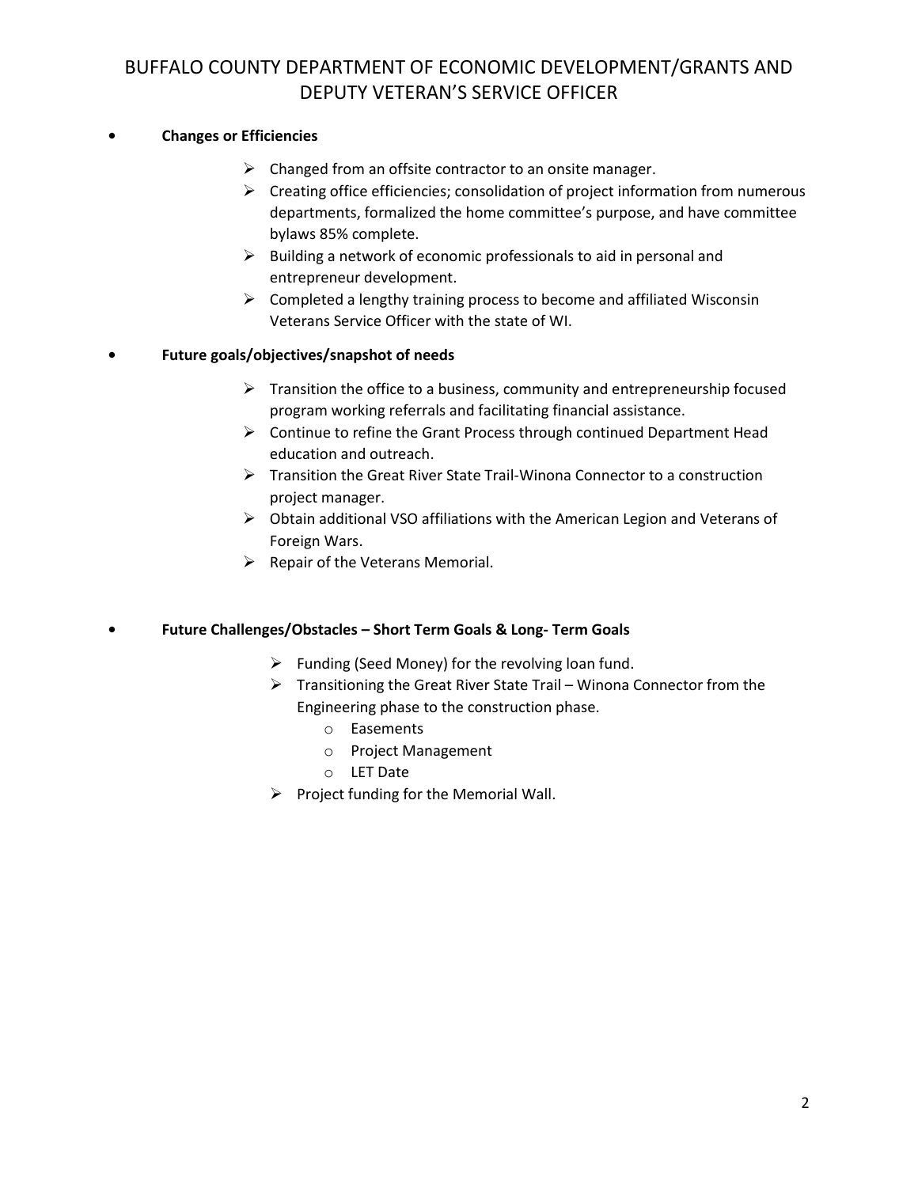# BUFFALO COUNTY DEPARTMENT OF ECONOMIC DEVELOPMENT/GRANTS AND DEPUTY VETERAN'S SERVICE OFFICER

- **Changes or Efficiencies**
  - Changed from an offsite contractor to an onsite manager.
  - Creating office efficiencies; consolidation of project information from numerous departments, formalized the home committee's purpose, and have committee bylaws 85% complete.
  - Building a network of economic professionals to aid in personal and entrepreneur development.
  - Completed a lengthy training process to become and affiliated Wisconsin Veterans Service Officer with the state of WI.

- **Future goals/objectives/snapshot of needs**
  - Transition the office to a business, community and entrepreneurship focused program working referrals and facilitating financial assistance.
  - Continue to refine the Grant Process through continued Department Head education and outreach.
  - Transition the Great River State Trail-Winona Connector to a construction project manager.
  - Obtain additional VSO affiliations with the American Legion and Veterans of Foreign Wars.
  - Repair of the Veterans Memorial.

- **Future Challenges/Obstacles – Short Term Goals & Long- Term Goals**
  - Funding (Seed Money) for the revolving loan fund.
  - Transitioning the Great River State Trail – Winona Connector from the Engineering phase to the construction phase.
    - Easements
    - Project Management
    - LET Date
  - Project funding for the Memorial Wall.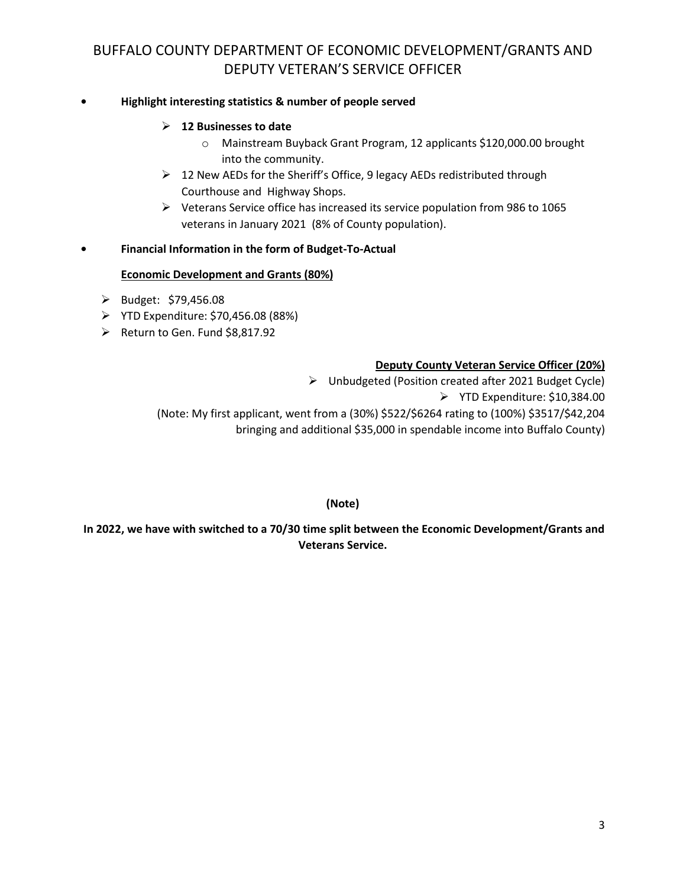# BUFFALO COUNTY DEPARTMENT OF ECONOMIC DEVELOPMENT/GRANTS AND DEPUTY VETERAN'S SERVICE OFFICER

- **Highlight interesting statistics & number of people served**
  - **12 Businesses to date**
    - Mainstream Buyback Grant Program, 12 applicants $120,000.00 brought into the community.
  - 12 New AEDs for the Sheriff's Office, 9 legacy AEDs redistributed through Courthouse and Highway Shops.
  - Veterans Service office has increased its service population from 986 to 1065 veterans in January 2021 (8% of County population).

- **Financial Information in the form of Budget-To-Actual**

**<u>Economic Development and Grants (80%)</u>**

- Budget: $79,456.08
- YTD Expenditure: $70,456.08 (88%)
- Return to Gen. Fund $8,817.92

**<u>Deputy County Veteran Service Officer (20%)</u>**

- Unbudgeted (Position created after 2021 Budget Cycle)
- YTD Expenditure: $10,384.00

(Note: My first applicant, went from a (30%) $522/$6264 rating to (100%) $3517/$42,204 bringing and additional $35,000 in spendable income into Buffalo County)

**(Note)**

**In 2022, we have with switched to a 70/30 time split between the Economic Development/Grants and Veterans Service.**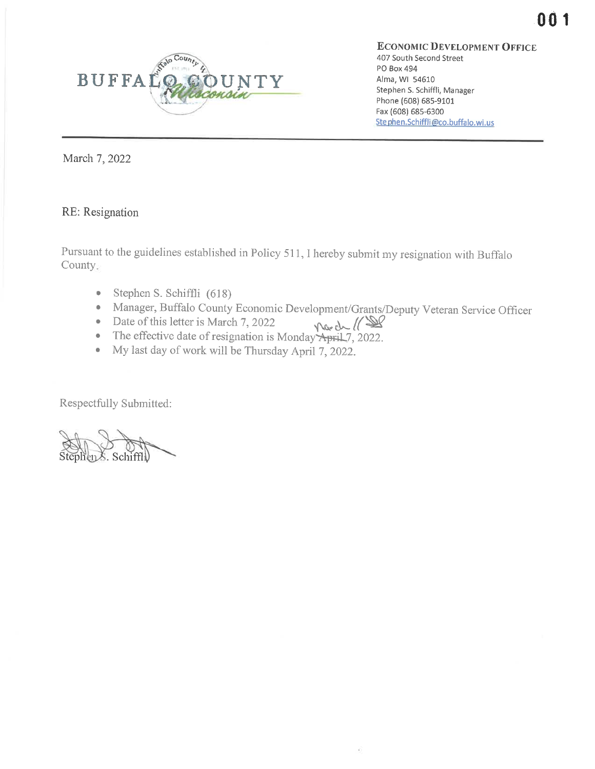**BUFFALO COUNTY** *Wisconsin*

**ECONOMIC DEVELOPMENT OFFICE**
407 South Second Street
PO Box 494
Alma, WI 54610
Stephen S. Schiffli, Manager
Phone (608) 685-9101
Fax (608) 685-6300
Stephen.Schiffli@co.buffalo.wi.us

---

March 7, 2022

RE: Resignation

Pursuant to the guidelines established in Policy 511, I hereby submit my resignation with Buffalo County.

- Stephen S. Schiffli (618)
- Manager, Buffalo County Economic Development/Grants/Deputy Veteran Service Officer
- Date of this letter is March 7, 2022
- The effective date of resignation is Monday ~~April~~ March 7, 2022.
- My last day of work will be Thursday April 7, 2022.

Respectfully Submitted:

Stephen S. Schiffli